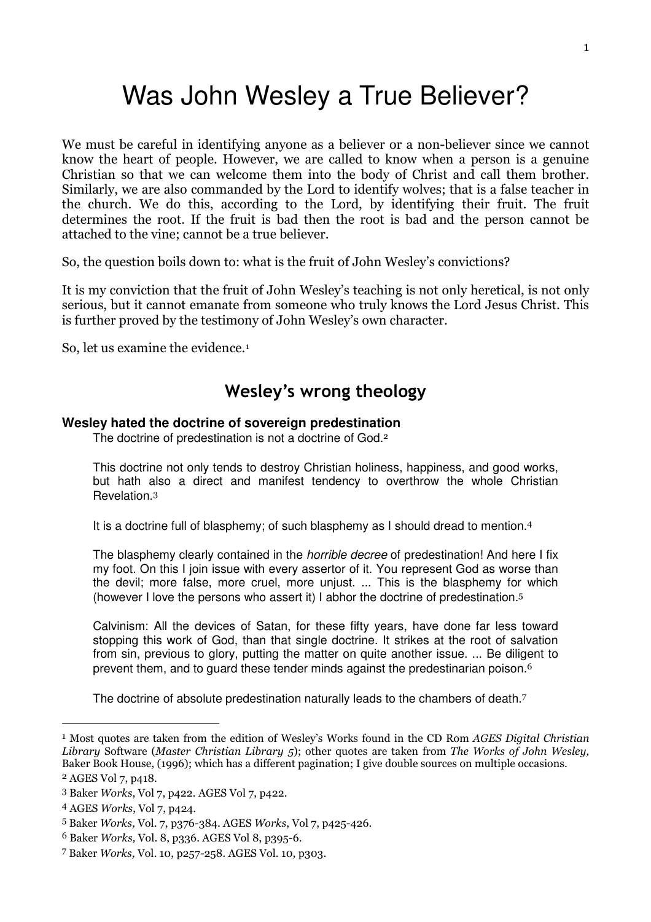# Was John Wesley a True Believer?

We must be careful in identifying anyone as a believer or a non-believer since we cannot know the heart of people. However, we are called to know when a person is a genuine Christian so that we can welcome them into the body of Christ and call them brother. Similarly, we are also commanded by the Lord to identify wolves; that is a false teacher in the church. We do this, according to the Lord, by identifying their fruit. The fruit determines the root. If the fruit is bad then the root is bad and the person cannot be attached to the vine; cannot be a true believer.

So, the question boils down to: what is the fruit of John Wesley's convictions?

It is my conviction that the fruit of John Wesley's teaching is not only heretical, is not only serious, but it cannot emanate from someone who truly knows the Lord Jesus Christ. This is further proved by the testimony of John Wesley's own character.

So, let us examine the evidence.[1]

## Wesley's wrong theology

### Wesley hated the doctrine of sovereign predestination

> The doctrine of predestination is not a doctrine of God.[2]
>
> This doctrine not only tends to destroy Christian holiness, happiness, and good works, but hath also a direct and manifest tendency to overthrow the whole Christian Revelation.[3]
>
> It is a doctrine full of blasphemy; of such blasphemy as I should dread to mention.[4]
>
> The blasphemy clearly contained in the *horrible decree* of predestination! And here I fix my foot. On this I join issue with every assertor of it. You represent God as worse than the devil; more false, more cruel, more unjust. ... This is the blasphemy for which (however I love the persons who assert it) I abhor the doctrine of predestination.[5]
>
> Calvinism: All the devices of Satan, for these fifty years, have done far less toward stopping this work of God, than that single doctrine. It strikes at the root of salvation from sin, previous to glory, putting the matter on quite another issue. ... Be diligent to prevent them, and to guard these tender minds against the predestinarian poison.[6]
>
> The doctrine of absolute predestination naturally leads to the chambers of death.[7]

---

[1] Most quotes are taken from the edition of Wesley's Works found in the CD Rom *AGES Digital Christian Library* Software (*Master Christian Library 5*); other quotes are taken from *The Works of John Wesley,* Baker Book House, (1996); which has a different pagination; I give double sources on multiple occasions.

[2] AGES Vol 7, p418.

[3] Baker *Works*, Vol 7, p422. AGES Vol 7, p422.

[4] AGES *Works*, Vol 7, p424.

[5] Baker *Works,* Vol. 7, p376-384. AGES *Works*, Vol 7, p425-426.

[6] Baker *Works,* Vol. 8, p336. AGES Vol 8, p395-6.

[7] Baker *Works,* Vol. 10, p257-258. AGES Vol. 10, p303.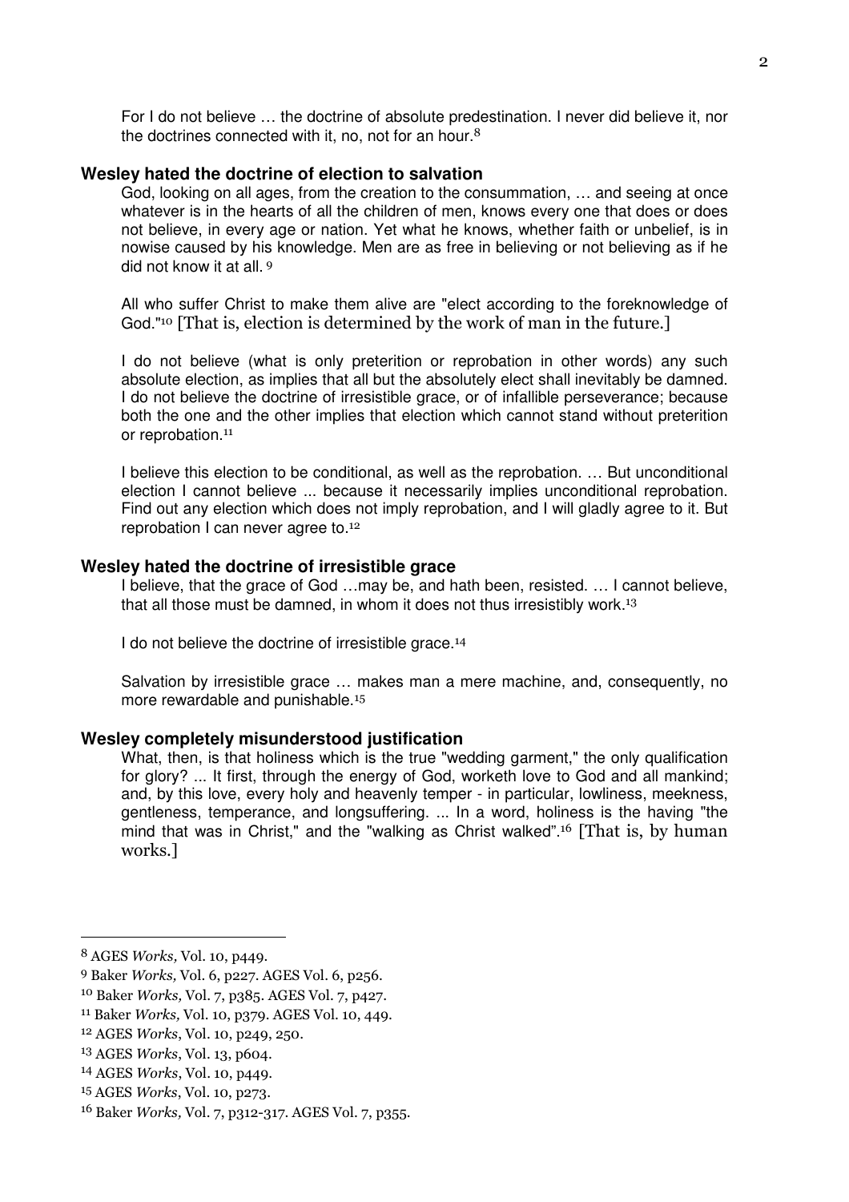For I do not believe … the doctrine of absolute predestination. I never did believe it, nor the doctrines connected with it, no, not for an hour.[8]

### Wesley hated the doctrine of election to salvation

God, looking on all ages, from the creation to the consummation, … and seeing at once whatever is in the hearts of all the children of men, knows every one that does or does not believe, in every age or nation. Yet what he knows, whether faith or unbelief, is in nowise caused by his knowledge. Men are as free in believing or not believing as if he did not know it at all. [9]

All who suffer Christ to make them alive are "elect according to the foreknowledge of God."[10] [That is, election is determined by the work of man in the future.]

I do not believe (what is only preterition or reprobation in other words) any such absolute election, as implies that all but the absolutely elect shall inevitably be damned. I do not believe the doctrine of irresistible grace, or of infallible perseverance; because both the one and the other implies that election which cannot stand without preterition or reprobation.[11]

I believe this election to be conditional, as well as the reprobation. … But unconditional election I cannot believe ... because it necessarily implies unconditional reprobation. Find out any election which does not imply reprobation, and I will gladly agree to it. But reprobation I can never agree to.[12]

### Wesley hated the doctrine of irresistible grace

I believe, that the grace of God …may be, and hath been, resisted. … I cannot believe, that all those must be damned, in whom it does not thus irresistibly work.[13]

I do not believe the doctrine of irresistible grace.[14]

Salvation by irresistible grace … makes man a mere machine, and, consequently, no more rewardable and punishable.[15]

### Wesley completely misunderstood justification

What, then, is that holiness which is the true "wedding garment," the only qualification for glory? ... It first, through the energy of God, worketh love to God and all mankind; and, by this love, every holy and heavenly temper - in particular, lowliness, meekness, gentleness, temperance, and longsuffering. ... In a word, holiness is the having "the mind that was in Christ," and the "walking as Christ walked".[16] [That is, by human works.]

---

[8] AGES *Works,* Vol. 10, p449.

[9] Baker *Works,* Vol. 6, p227. AGES Vol. 6, p256.

[10] Baker *Works,* Vol. 7, p385. AGES Vol. 7, p427.

[11] Baker *Works,* Vol. 10, p379. AGES Vol. 10, 449.

[12] AGES *Works*, Vol. 10, p249, 250.

[13] AGES *Works*, Vol. 13, p604.

[14] AGES *Works*, Vol. 10, p449.

[15] AGES *Works*, Vol. 10, p273.

[16] Baker *Works,* Vol. 7, p312-317. AGES Vol. 7, p355.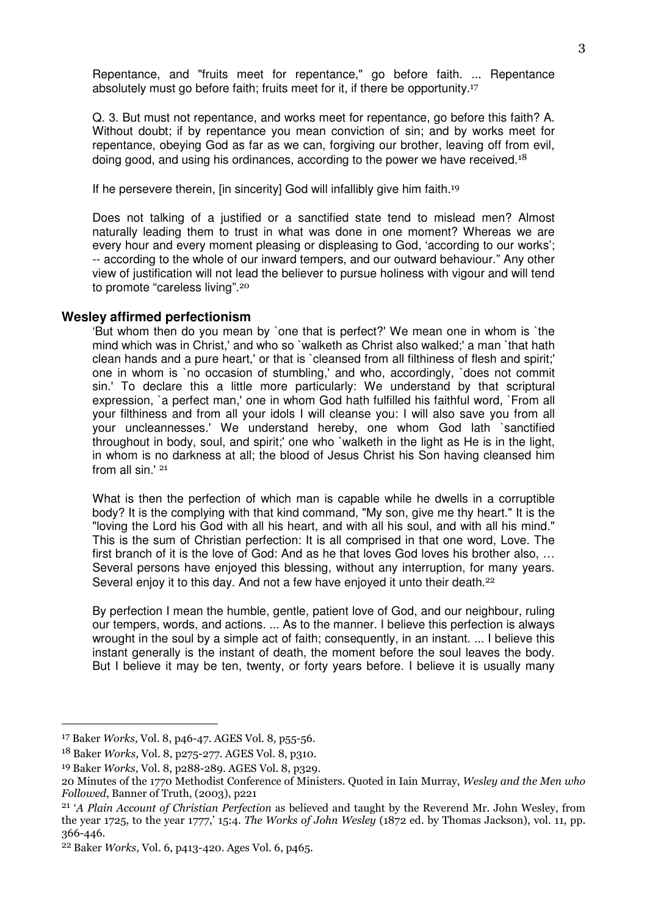Repentance, and "fruits meet for repentance," go before faith. ... Repentance absolutely must go before faith; fruits meet for it, if there be opportunity.[17]

Q. 3. But must not repentance, and works meet for repentance, go before this faith? A. Without doubt; if by repentance you mean conviction of sin; and by works meet for repentance, obeying God as far as we can, forgiving our brother, leaving off from evil, doing good, and using his ordinances, according to the power we have received.[18]

If he persevere therein, [in sincerity] God will infallibly give him faith.[19]

Does not talking of a justified or a sanctified state tend to mislead men? Almost naturally leading them to trust in what was done in one moment? Whereas we are every hour and every moment pleasing or displeasing to God, 'according to our works'; -- according to the whole of our inward tempers, and our outward behaviour." Any other view of justification will not lead the believer to pursue holiness with vigour and will tend to promote "careless living".[20]

### Wesley affirmed perfectionism

'But whom then do you mean by `one that is perfect?' We mean one in whom is `the mind which was in Christ,' and who so `walketh as Christ also walked;' a man `that hath clean hands and a pure heart,' or that is `cleansed from all filthiness of flesh and spirit;' one in whom is `no occasion of stumbling,' and who, accordingly, `does not commit sin.' To declare this a little more particularly: We understand by that scriptural expression, `a perfect man,' one in whom God hath fulfilled his faithful word, `From all your filthiness and from all your idols I will cleanse you: I will also save you from all your uncleannesses.' We understand hereby, one whom God lath `sanctified throughout in body, soul, and spirit;' one who `walketh in the light as He is in the light, in whom is no darkness at all; the blood of Jesus Christ his Son having cleansed him from all sin.' [21]

What is then the perfection of which man is capable while he dwells in a corruptible body? It is the complying with that kind command, "My son, give me thy heart." It is the "loving the Lord his God with all his heart, and with all his soul, and with all his mind." This is the sum of Christian perfection: It is all comprised in that one word, Love. The first branch of it is the love of God: And as he that loves God loves his brother also, … Several persons have enjoyed this blessing, without any interruption, for many years. Several enjoy it to this day. And not a few have enjoyed it unto their death.[22]

By perfection I mean the humble, gentle, patient love of God, and our neighbour, ruling our tempers, words, and actions. ... As to the manner. I believe this perfection is always wrought in the soul by a simple act of faith; consequently, in an instant. ... I believe this instant generally is the instant of death, the moment before the soul leaves the body. But I believe it may be ten, twenty, or forty years before. I believe it is usually many

---

[17] Baker *Works,* Vol. 8, p46-47. AGES Vol. 8, p55-56.

[18] Baker *Works,* Vol. 8, p275-277. AGES Vol. 8, p310.

[19] Baker *Works,* Vol. 8, p288-289. AGES Vol. 8, p329.

[20] Minutes of the 1770 Methodist Conference of Ministers. Quoted in Iain Murray, *Wesley and the Men who Followed*, Banner of Truth, (2003), p221

[21] '*A Plain Account of Christian Perfection* as believed and taught by the Reverend Mr. John Wesley, from the year 1725, to the year 1777,' 15:4. *The Works of John Wesley* (1872 ed. by Thomas Jackson), vol. 11, pp. 366-446.

[22] Baker *Works,* Vol. 6, p413-420. Ages Vol. 6, p465.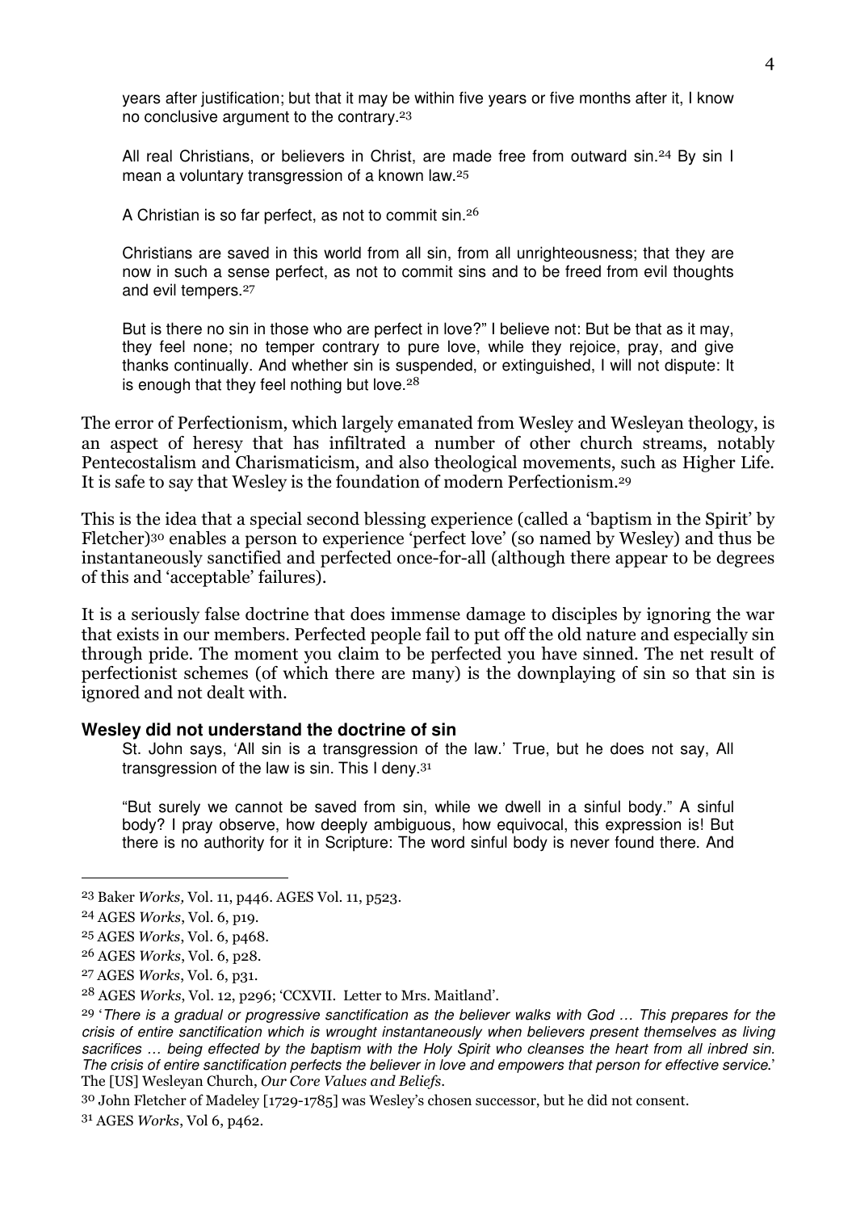> years after justification; but that it may be within five years or five months after it, I know no conclusive argument to the contrary.[23]
>
> All real Christians, or believers in Christ, are made free from outward sin.[24] By sin I mean a voluntary transgression of a known law.[25]
>
> A Christian is so far perfect, as not to commit sin.[26]
>
> Christians are saved in this world from all sin, from all unrighteousness; that they are now in such a sense perfect, as not to commit sins and to be freed from evil thoughts and evil tempers.[27]
>
> But is there no sin in those who are perfect in love?" I believe not: But be that as it may, they feel none; no temper contrary to pure love, while they rejoice, pray, and give thanks continually. And whether sin is suspended, or extinguished, I will not dispute: It is enough that they feel nothing but love.[28]

The error of Perfectionism, which largely emanated from Wesley and Wesleyan theology, is an aspect of heresy that has infiltrated a number of other church streams, notably Pentecostalism and Charismaticism, and also theological movements, such as Higher Life. It is safe to say that Wesley is the foundation of modern Perfectionism.[29]

This is the idea that a special second blessing experience (called a 'baptism in the Spirit' by Fletcher)[30] enables a person to experience 'perfect love' (so named by Wesley) and thus be instantaneously sanctified and perfected once-for-all (although there appear to be degrees of this and 'acceptable' failures).

It is a seriously false doctrine that does immense damage to disciples by ignoring the war that exists in our members. Perfected people fail to put off the old nature and especially sin through pride. The moment you claim to be perfected you have sinned. The net result of perfectionist schemes (of which there are many) is the downplaying of sin so that sin is ignored and not dealt with.

### Wesley did not understand the doctrine of sin

> St. John says, 'All sin is a transgression of the law.' True, but he does not say, All transgression of the law is sin. This I deny.[31]
>
> "But surely we cannot be saved from sin, while we dwell in a sinful body." A sinful body? I pray observe, how deeply ambiguous, how equivocal, this expression is! But there is no authority for it in Scripture: The word sinful body is never found there. And

---

[23] Baker *Works*, Vol. 11, p446. AGES Vol. 11, p523.

[24] AGES *Works*, Vol. 6, p19.

[25] AGES *Works*, Vol. 6, p468.

[26] AGES *Works*, Vol. 6, p28.

[27] AGES *Works*, Vol. 6, p31.

[28] AGES *Works*, Vol. 12, p296; 'CCXVII. Letter to Mrs. Maitland'.

[29] '*There is a gradual or progressive sanctification as the believer walks with God … This prepares for the crisis of entire sanctification which is wrought instantaneously when believers present themselves as living sacrifices … being effected by the baptism with the Holy Spirit who cleanses the heart from all inbred sin. The crisis of entire sanctification perfects the believer in love and empowers that person for effective service.*' The [US] Wesleyan Church, *Our Core Values and Beliefs*.

[30] John Fletcher of Madeley [1729-1785] was Wesley's chosen successor, but he did not consent.

[31] AGES *Works*, Vol 6, p462.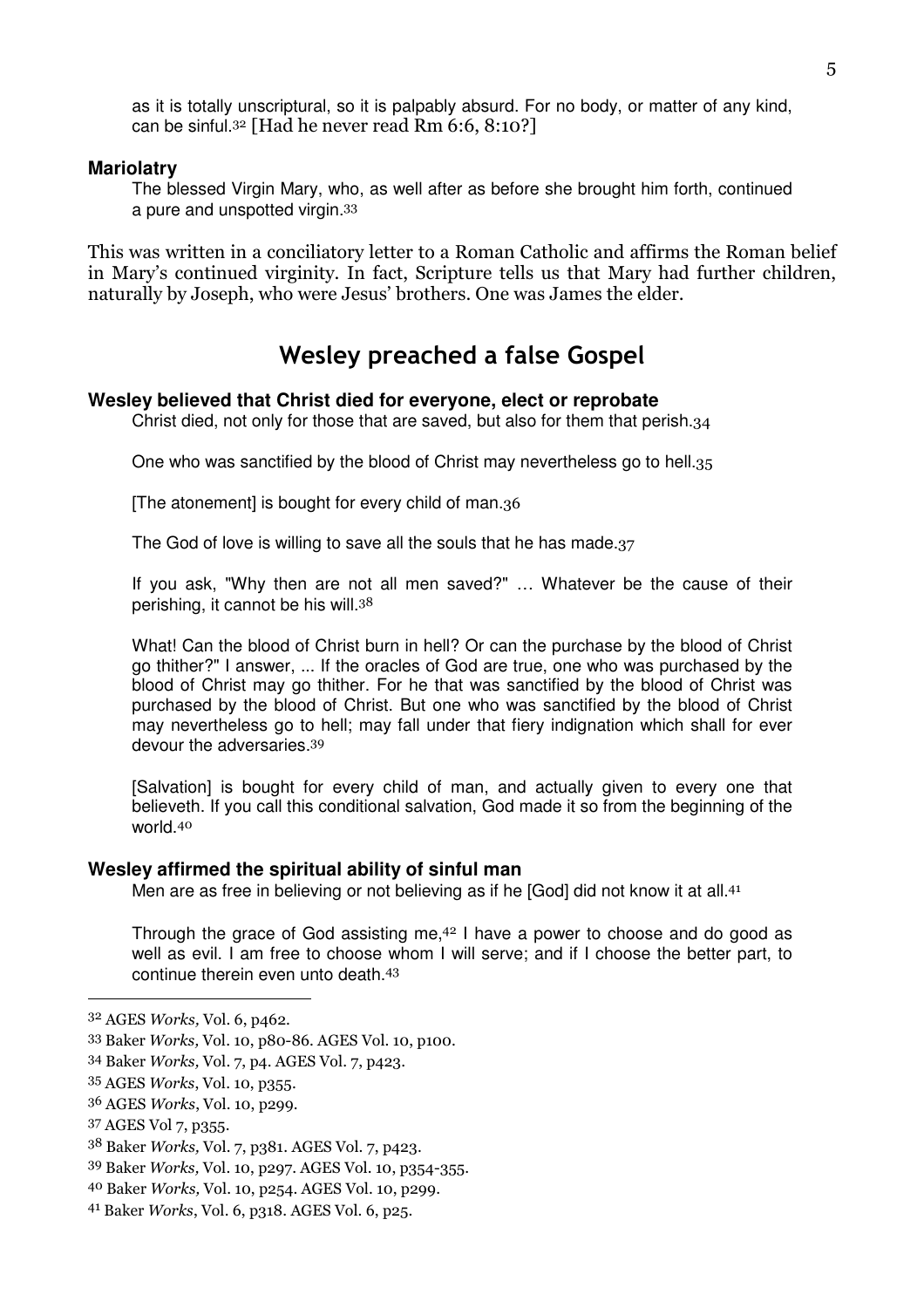as it is totally unscriptural, so it is palpably absurd. For no body, or matter of any kind, can be sinful.[32] [Had he never read Rm 6:6, 8:10?]

### Mariolatry

The blessed Virgin Mary, who, as well after as before she brought him forth, continued a pure and unspotted virgin.[33]

This was written in a conciliatory letter to a Roman Catholic and affirms the Roman belief in Mary's continued virginity. In fact, Scripture tells us that Mary had further children, naturally by Joseph, who were Jesus' brothers. One was James the elder.

## Wesley preached a false Gospel

### Wesley believed that Christ died for everyone, elect or reprobate

Christ died, not only for those that are saved, but also for them that perish.[34]

One who was sanctified by the blood of Christ may nevertheless go to hell.[35]

[The atonement] is bought for every child of man.[36]

The God of love is willing to save all the souls that he has made.[37]

If you ask, "Why then are not all men saved?" … Whatever be the cause of their perishing, it cannot be his will.[38]

What! Can the blood of Christ burn in hell? Or can the purchase by the blood of Christ go thither?" I answer, ... If the oracles of God are true, one who was purchased by the blood of Christ may go thither. For he that was sanctified by the blood of Christ was purchased by the blood of Christ. But one who was sanctified by the blood of Christ may nevertheless go to hell; may fall under that fiery indignation which shall for ever devour the adversaries.[39]

[Salvation] is bought for every child of man, and actually given to every one that believeth. If you call this conditional salvation, God made it so from the beginning of the world.[40]

### Wesley affirmed the spiritual ability of sinful man

Men are as free in believing or not believing as if he [God] did not know it at all.[41]

Through the grace of God assisting me,[42] I have a power to choose and do good as well as evil. I am free to choose whom I will serve; and if I choose the better part, to continue therein even unto death.[43]

---

[32] AGES *Works,* Vol. 6, p462.

[33] Baker *Works,* Vol. 10, p80-86. AGES Vol. 10, p100.

[34] Baker *Works,* Vol. 7, p4. AGES Vol. 7, p423.

[35] AGES *Works*, Vol. 10, p355.

[36] AGES *Works*, Vol. 10, p299.

[37] AGES Vol 7, p355.

[38] Baker *Works,* Vol. 7, p381. AGES Vol. 7, p423.

[39] Baker *Works,* Vol. 10, p297. AGES Vol. 10, p354-355.

[40] Baker *Works,* Vol. 10, p254. AGES Vol. 10, p299.

[41] Baker *Works*, Vol. 6, p318. AGES Vol. 6, p25.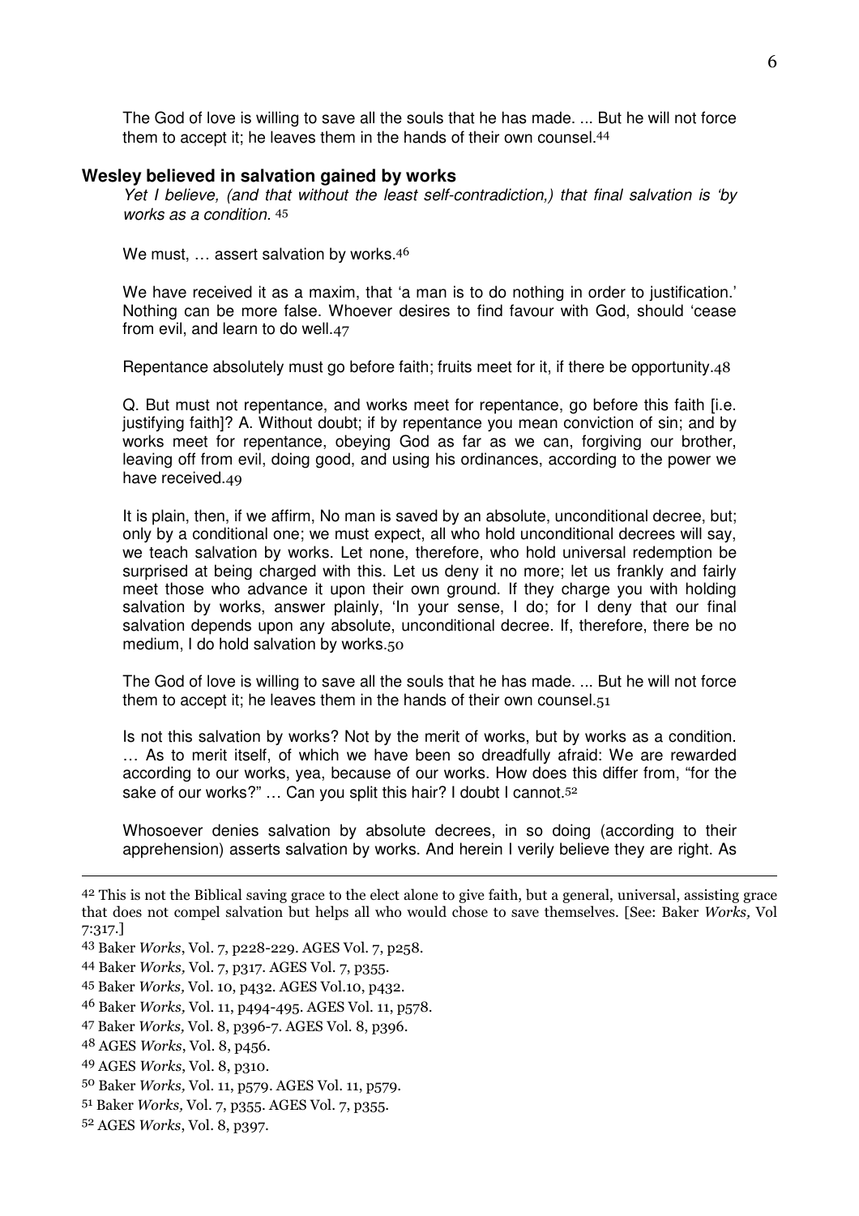The God of love is willing to save all the souls that he has made. ... But he will not force them to accept it; he leaves them in the hands of their own counsel.[44]

### Wesley believed in salvation gained by works

*Yet I believe, (and that without the least self-contradiction,) that final salvation is 'by works as a condition.* [45]

We must, … assert salvation by works.[46]

We have received it as a maxim, that 'a man is to do nothing in order to justification.' Nothing can be more false. Whoever desires to find favour with God, should 'cease from evil, and learn to do well.[47]

Repentance absolutely must go before faith; fruits meet for it, if there be opportunity.[48]

Q. But must not repentance, and works meet for repentance, go before this faith [i.e. justifying faith]? A. Without doubt; if by repentance you mean conviction of sin; and by works meet for repentance, obeying God as far as we can, forgiving our brother, leaving off from evil, doing good, and using his ordinances, according to the power we have received.[49]

It is plain, then, if we affirm, No man is saved by an absolute, unconditional decree, but; only by a conditional one; we must expect, all who hold unconditional decrees will say, we teach salvation by works. Let none, therefore, who hold universal redemption be surprised at being charged with this. Let us deny it no more; let us frankly and fairly meet those who advance it upon their own ground. If they charge you with holding salvation by works, answer plainly, 'In your sense, I do; for I deny that our final salvation depends upon any absolute, unconditional decree. If, therefore, there be no medium, I do hold salvation by works.[50]

The God of love is willing to save all the souls that he has made. ... But he will not force them to accept it; he leaves them in the hands of their own counsel.[51]

Is not this salvation by works? Not by the merit of works, but by works as a condition. … As to merit itself, of which we have been so dreadfully afraid: We are rewarded according to our works, yea, because of our works. How does this differ from, "for the sake of our works?" … Can you split this hair? I doubt I cannot.[52]

Whosoever denies salvation by absolute decrees, in so doing (according to their apprehension) asserts salvation by works. And herein I verily believe they are right. As

---

[42] This is not the Biblical saving grace to the elect alone to give faith, but a general, universal, assisting grace that does not compel salvation but helps all who would chose to save themselves. [See: Baker *Works,* Vol 7:317.]

[43] Baker *Works*, Vol. 7, p228-229. AGES Vol. 7, p258.

[44] Baker *Works,* Vol. 7, p317. AGES Vol. 7, p355.

[45] Baker *Works,* Vol. 10, p432. AGES Vol.10, p432.

[46] Baker *Works,* Vol. 11, p494-495. AGES Vol. 11, p578.

[47] Baker *Works,* Vol. 8, p396-7. AGES Vol. 8, p396.

[48] AGES *Works*, Vol. 8, p456.

[49] AGES *Works*, Vol. 8, p310.

[50] Baker *Works,* Vol. 11, p579. AGES Vol. 11, p579.

[51] Baker *Works,* Vol. 7, p355. AGES Vol. 7, p355.

[52] AGES *Works*, Vol. 8, p397.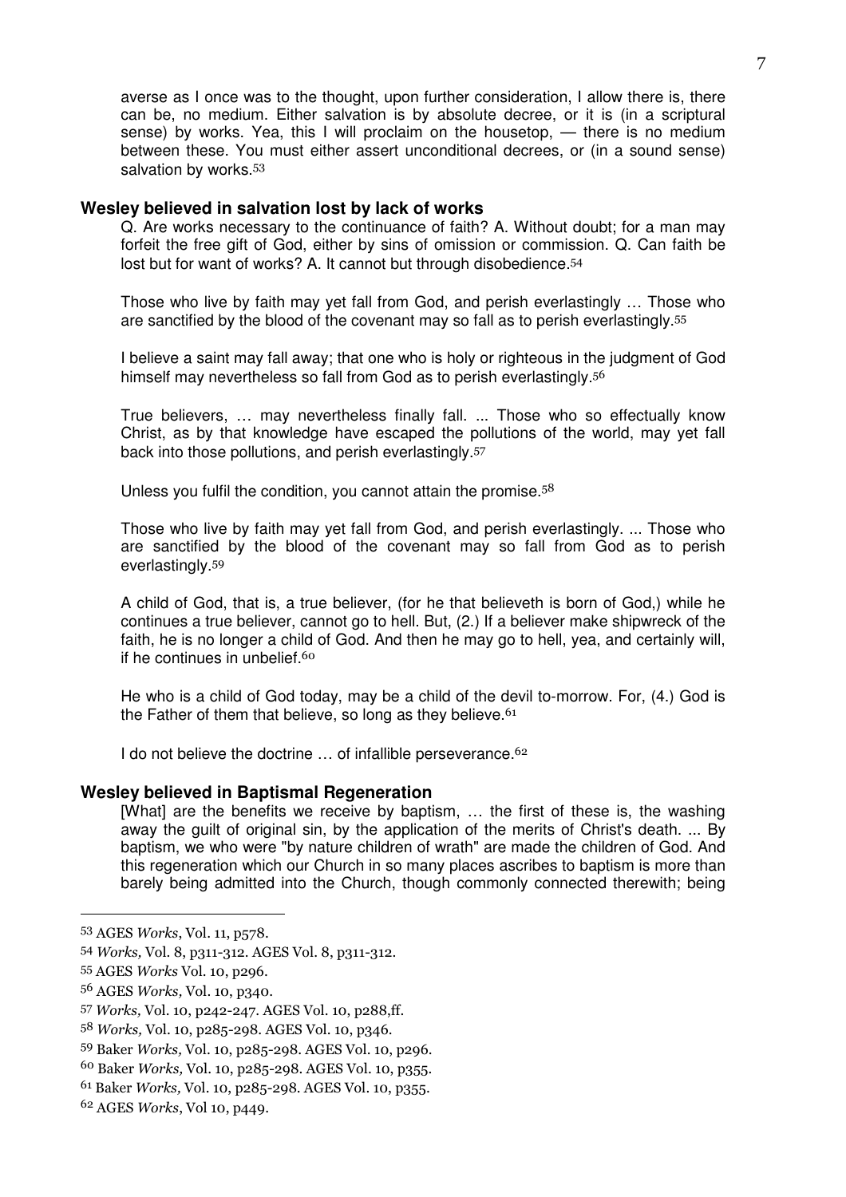averse as I once was to the thought, upon further consideration, I allow there is, there can be, no medium. Either salvation is by absolute decree, or it is (in a scriptural sense) by works. Yea, this I will proclaim on the housetop, — there is no medium between these. You must either assert unconditional decrees, or (in a sound sense) salvation by works.[53]

### Wesley believed in salvation lost by lack of works

Q. Are works necessary to the continuance of faith? A. Without doubt; for a man may forfeit the free gift of God, either by sins of omission or commission. Q. Can faith be lost but for want of works? A. It cannot but through disobedience.[54]

Those who live by faith may yet fall from God, and perish everlastingly … Those who are sanctified by the blood of the covenant may so fall as to perish everlastingly.[55]

I believe a saint may fall away; that one who is holy or righteous in the judgment of God himself may nevertheless so fall from God as to perish everlastingly.[56]

True believers, … may nevertheless finally fall. ... Those who so effectually know Christ, as by that knowledge have escaped the pollutions of the world, may yet fall back into those pollutions, and perish everlastingly.[57]

Unless you fulfil the condition, you cannot attain the promise.[58]

Those who live by faith may yet fall from God, and perish everlastingly. ... Those who are sanctified by the blood of the covenant may so fall from God as to perish everlastingly.[59]

A child of God, that is, a true believer, (for he that believeth is born of God,) while he continues a true believer, cannot go to hell. But, (2.) If a believer make shipwreck of the faith, he is no longer a child of God. And then he may go to hell, yea, and certainly will, if he continues in unbelief.[60]

He who is a child of God today, may be a child of the devil to-morrow. For, (4.) God is the Father of them that believe, so long as they believe.[61]

I do not believe the doctrine … of infallible perseverance.[62]

### Wesley believed in Baptismal Regeneration

[What] are the benefits we receive by baptism, … the first of these is, the washing away the guilt of original sin, by the application of the merits of Christ's death. ... By baptism, we who were "by nature children of wrath" are made the children of God. And this regeneration which our Church in so many places ascribes to baptism is more than barely being admitted into the Church, though commonly connected therewith; being

---

[53] AGES *Works*, Vol. 11, p578.

[54] *Works,* Vol. 8, p311-312. AGES Vol. 8, p311-312.

[55] AGES *Works* Vol. 10, p296.

[56] AGES *Works,* Vol. 10, p340.

[57] *Works,* Vol. 10, p242-247. AGES Vol. 10, p288,ff.

[58] *Works,* Vol. 10, p285-298. AGES Vol. 10, p346.

[59] Baker *Works,* Vol. 10, p285-298. AGES Vol. 10, p296.

[60] Baker *Works,* Vol. 10, p285-298. AGES Vol. 10, p355.

[61] Baker *Works,* Vol. 10, p285-298. AGES Vol. 10, p355.

[62] AGES *Works*, Vol 10, p449.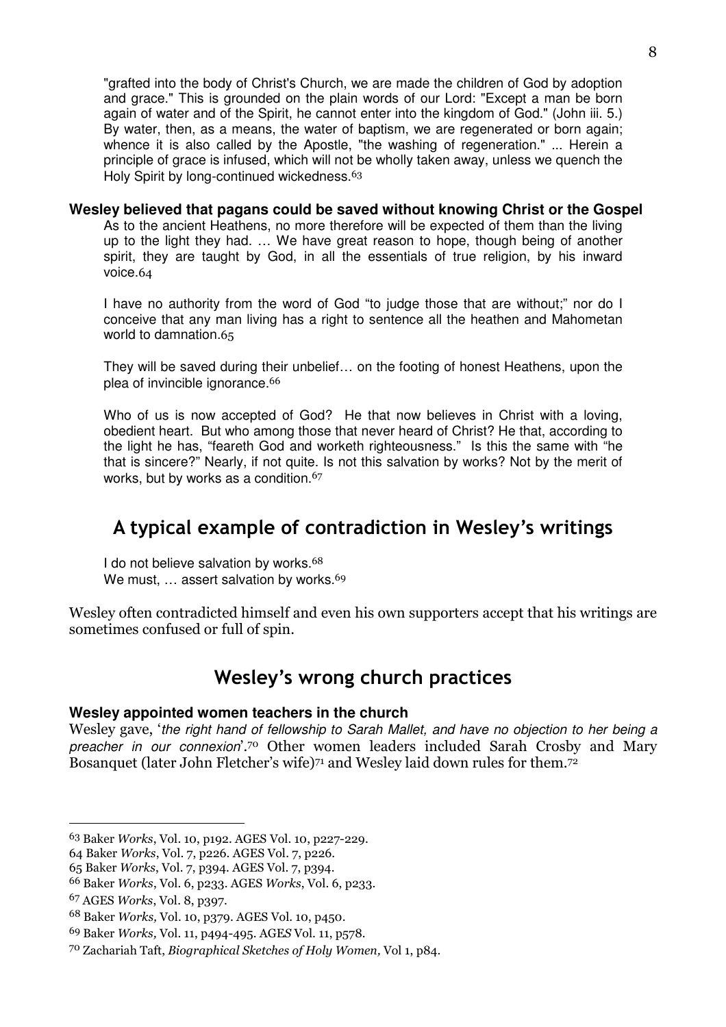"grafted into the body of Christ's Church, we are made the children of God by adoption and grace." This is grounded on the plain words of our Lord: "Except a man be born again of water and of the Spirit, he cannot enter into the kingdom of God." (John iii. 5.) By water, then, as a means, the water of baptism, we are regenerated or born again; whence it is also called by the Apostle, "the washing of regeneration." ... Herein a principle of grace is infused, which will not be wholly taken away, unless we quench the Holy Spirit by long-continued wickedness.[63]

**Wesley believed that pagans could be saved without knowing Christ or the Gospel**

As to the ancient Heathens, no more therefore will be expected of them than the living up to the light they had. … We have great reason to hope, though being of another spirit, they are taught by God, in all the essentials of true religion, by his inward voice.[64]

I have no authority from the word of God "to judge those that are without;" nor do I conceive that any man living has a right to sentence all the heathen and Mahometan world to damnation.[65]

They will be saved during their unbelief… on the footing of honest Heathens, upon the plea of invincible ignorance.[66]

Who of us is now accepted of God? He that now believes in Christ with a loving, obedient heart. But who among those that never heard of Christ? He that, according to the light he has, "feareth God and worketh righteousness." Is this the same with "he that is sincere?" Nearly, if not quite. Is not this salvation by works? Not by the merit of works, but by works as a condition.[67]

## A typical example of contradiction in Wesley's writings

I do not believe salvation by works.[68]
We must, … assert salvation by works.[69]

Wesley often contradicted himself and even his own supporters accept that his writings are sometimes confused or full of spin.

## Wesley's wrong church practices

**Wesley appointed women teachers in the church**

Wesley gave, '*the right hand of fellowship to Sarah Mallet, and have no objection to her being a preacher in our connexion*'.[70] Other women leaders included Sarah Crosby and Mary Bosanquet (later John Fletcher's wife)[71] and Wesley laid down rules for them.[72]

---

63 Baker *Works*, Vol. 10, p192. AGES Vol. 10, p227-229.

64 Baker *Works*, Vol. 7, p226. AGES Vol. 7, p226.

65 Baker *Works*, Vol. 7, p394. AGES Vol. 7, p394.

66 Baker *Works*, Vol. 6, p233. AGES *Works*, Vol. 6, p233.

67 AGES *Works*, Vol. 8, p397.

68 Baker *Works,* Vol. 10, p379. AGES Vol. 10, p450.

69 Baker *Works,* Vol. 11, p494-495. AGES Vol. 11, p578.

70 Zachariah Taft, *Biographical Sketches of Holy Women,* Vol 1, p84.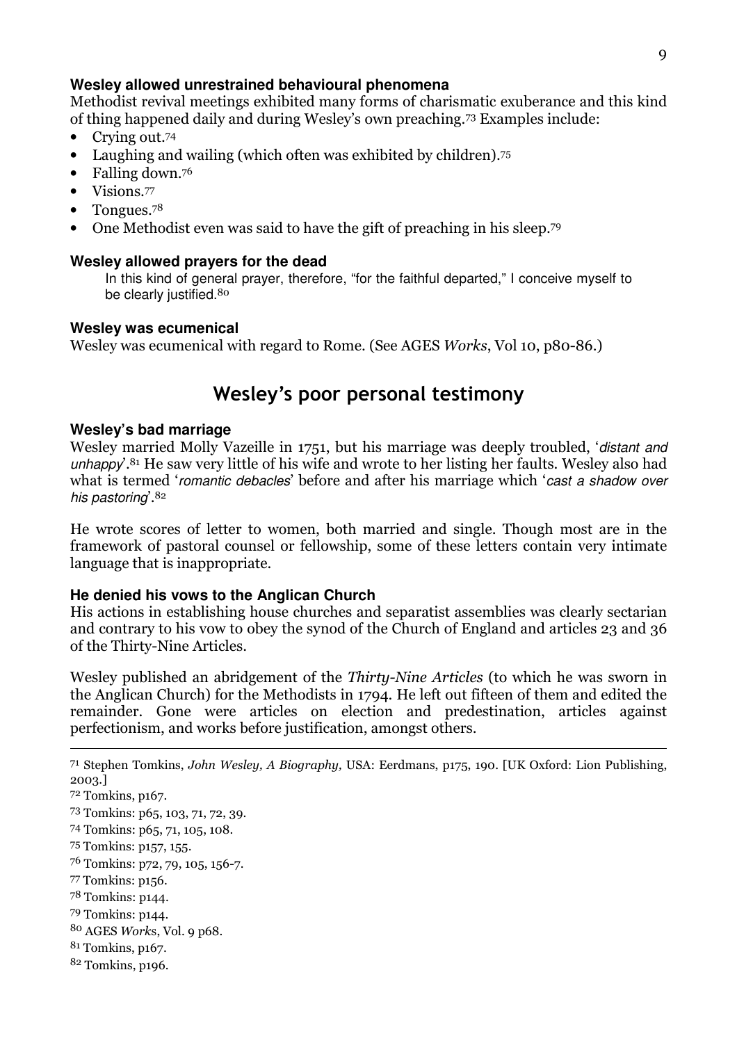### Wesley allowed unrestrained behavioural phenomena

Methodist revival meetings exhibited many forms of charismatic exuberance and this kind of thing happened daily and during Wesley's own preaching.[73] Examples include:

- Crying out.[74]
- Laughing and wailing (which often was exhibited by children).[75]
- Falling down.[76]
- Visions.[77]
- Tongues.[78]
- One Methodist even was said to have the gift of preaching in his sleep.[79]

### Wesley allowed prayers for the dead

> In this kind of general prayer, therefore, "for the faithful departed," I conceive myself to be clearly justified.[80]

### Wesley was ecumenical

Wesley was ecumenical with regard to Rome. (See AGES *Works*, Vol 10, p80-86.)

## Wesley's poor personal testimony

### Wesley's bad marriage

Wesley married Molly Vazeille in 1751, but his marriage was deeply troubled, '*distant and unhappy*'.[81] He saw very little of his wife and wrote to her listing her faults. Wesley also had what is termed '*romantic debacles*' before and after his marriage which '*cast a shadow over his pastoring*'.[82]

He wrote scores of letter to women, both married and single. Though most are in the framework of pastoral counsel or fellowship, some of these letters contain very intimate language that is inappropriate.

### He denied his vows to the Anglican Church

His actions in establishing house churches and separatist assemblies was clearly sectarian and contrary to his vow to obey the synod of the Church of England and articles 23 and 36 of the Thirty-Nine Articles.

Wesley published an abridgement of the *Thirty-Nine Articles* (to which he was sworn in the Anglican Church) for the Methodists in 1794. He left out fifteen of them and edited the remainder. Gone were articles on election and predestination, articles against perfectionism, and works before justification, amongst others.

---

71 Stephen Tomkins, *John Wesley, A Biography,* USA: Eerdmans, p175, 190. [UK Oxford: Lion Publishing, 2003.]

72 Tomkins, p167.

73 Tomkins: p65, 103, 71, 72, 39.

74 Tomkins: p65, 71, 105, 108.

75 Tomkins: p157, 155.

76 Tomkins: p72, 79, 105, 156-7.

77 Tomkins: p156.

78 Tomkins: p144.

79 Tomkins: p144.

80 AGES *Works*, Vol. 9 p68.

81 Tomkins, p167.

82 Tomkins, p196.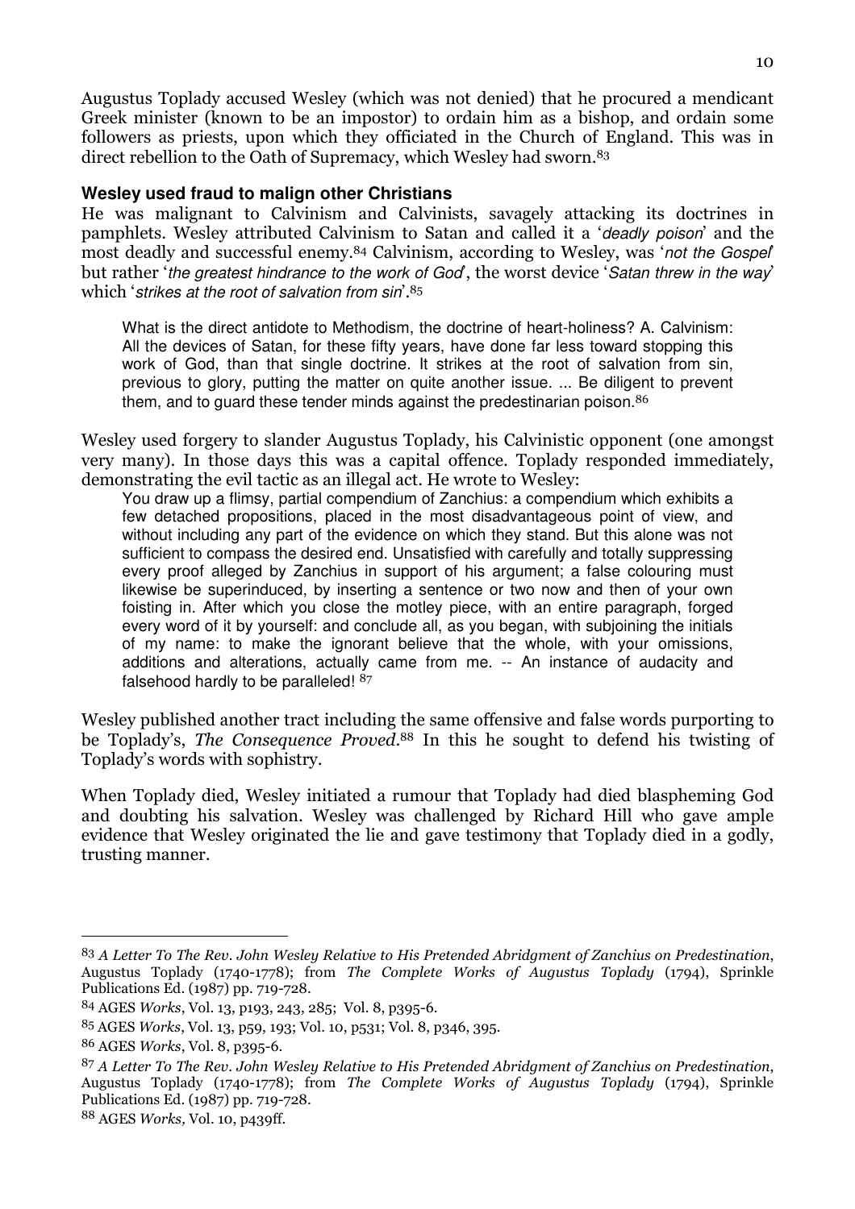Augustus Toplady accused Wesley (which was not denied) that he procured a mendicant Greek minister (known to be an impostor) to ordain him as a bishop, and ordain some followers as priests, upon which they officiated in the Church of England. This was in direct rebellion to the Oath of Supremacy, which Wesley had sworn.[83]

### Wesley used fraud to malign other Christians

He was malignant to Calvinism and Calvinists, savagely attacking its doctrines in pamphlets. Wesley attributed Calvinism to Satan and called it a '*deadly poison*' and the most deadly and successful enemy.[84] Calvinism, according to Wesley, was '*not the Gospel*' but rather '*the greatest hindrance to the work of God*', the worst device '*Satan threw in the way*' which '*strikes at the root of salvation from sin*'.[85]

> What is the direct antidote to Methodism, the doctrine of heart-holiness? A. Calvinism: All the devices of Satan, for these fifty years, have done far less toward stopping this work of God, than that single doctrine. It strikes at the root of salvation from sin, previous to glory, putting the matter on quite another issue. ... Be diligent to prevent them, and to guard these tender minds against the predestinarian poison.[86]

Wesley used forgery to slander Augustus Toplady, his Calvinistic opponent (one amongst very many). In those days this was a capital offence. Toplady responded immediately, demonstrating the evil tactic as an illegal act. He wrote to Wesley:

> You draw up a flimsy, partial compendium of Zanchius: a compendium which exhibits a few detached propositions, placed in the most disadvantageous point of view, and without including any part of the evidence on which they stand. But this alone was not sufficient to compass the desired end. Unsatisfied with carefully and totally suppressing every proof alleged by Zanchius in support of his argument; a false colouring must likewise be superinduced, by inserting a sentence or two now and then of your own foisting in. After which you close the motley piece, with an entire paragraph, forged every word of it by yourself: and conclude all, as you began, with subjoining the initials of my name: to make the ignorant believe that the whole, with your omissions, additions and alterations, actually came from me. -- An instance of audacity and falsehood hardly to be paralleled! [87]

Wesley published another tract including the same offensive and false words purporting to be Toplady's, *The Consequence Proved*.[88] In this he sought to defend his twisting of Toplady's words with sophistry.

When Toplady died, Wesley initiated a rumour that Toplady had died blaspheming God and doubting his salvation. Wesley was challenged by Richard Hill who gave ample evidence that Wesley originated the lie and gave testimony that Toplady died in a godly, trusting manner.

---

[83] *A Letter To The Rev. John Wesley Relative to His Pretended Abridgment of Zanchius on Predestination*, Augustus Toplady (1740-1778); from *The Complete Works of Augustus Toplady* (1794), Sprinkle Publications Ed. (1987) pp. 719-728.

[84] AGES *Works*, Vol. 13, p193, 243, 285; Vol. 8, p395-6.

[85] AGES *Works*, Vol. 13, p59, 193; Vol. 10, p531; Vol. 8, p346, 395.

[86] AGES *Works*, Vol. 8, p395-6.

[87] *A Letter To The Rev. John Wesley Relative to His Pretended Abridgment of Zanchius on Predestination*, Augustus Toplady (1740-1778); from *The Complete Works of Augustus Toplady* (1794), Sprinkle Publications Ed. (1987) pp. 719-728.

[88] AGES *Works,* Vol. 10, p439ff.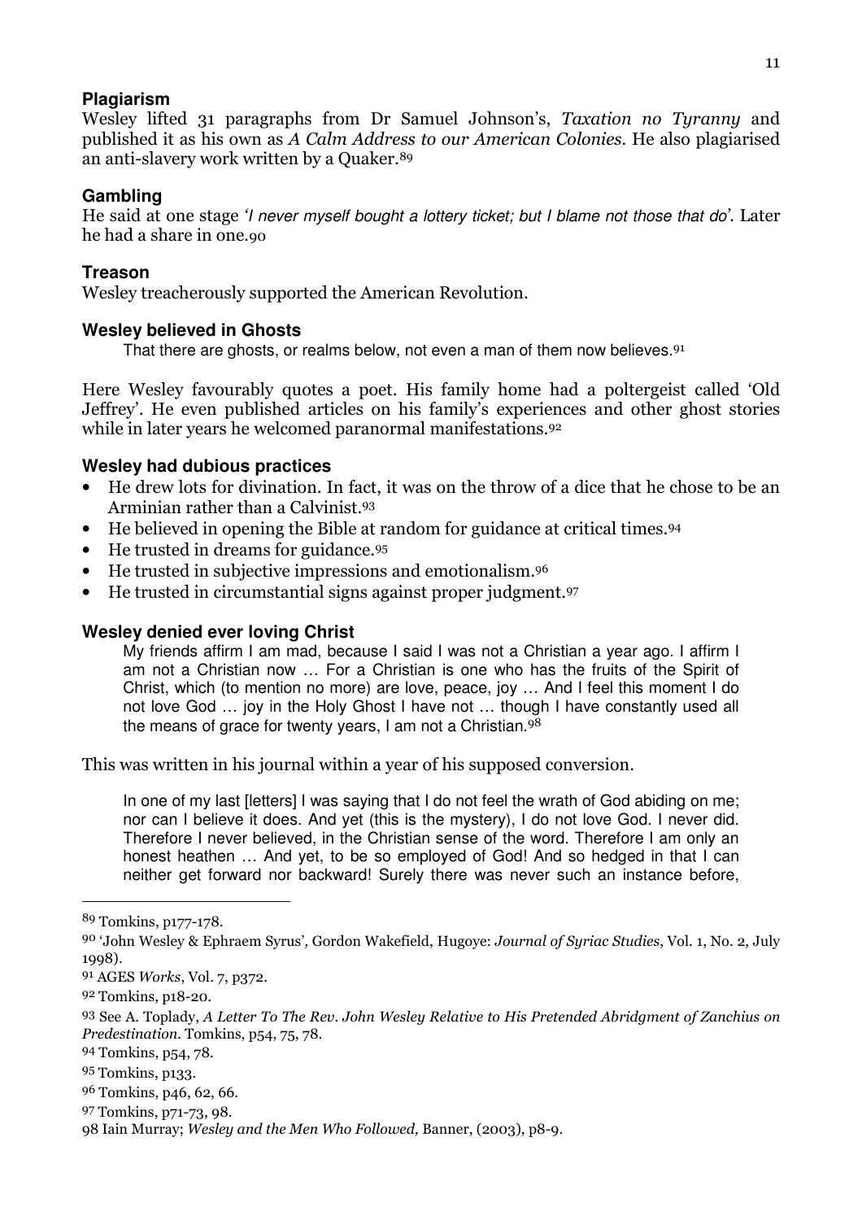### Plagiarism

Wesley lifted 31 paragraphs from Dr Samuel Johnson's, *Taxation no Tyranny* and published it as his own as *A Calm Address to our American Colonies*. He also plagiarised an anti-slavery work written by a Quaker.[89]

### Gambling

He said at one stage '*I never myself bought a lottery ticket; but I blame not those that do*'. Later he had a share in one.[90]

### Treason

Wesley treacherously supported the American Revolution.

### Wesley believed in Ghosts

> That there are ghosts, or realms below, not even a man of them now believes.[91]

Here Wesley favourably quotes a poet. His family home had a poltergeist called 'Old Jeffrey'. He even published articles on his family's experiences and other ghost stories while in later years he welcomed paranormal manifestations.[92]

### Wesley had dubious practices

- He drew lots for divination. In fact, it was on the throw of a dice that he chose to be an Arminian rather than a Calvinist.[93]
- He believed in opening the Bible at random for guidance at critical times.[94]
- He trusted in dreams for guidance.[95]
- He trusted in subjective impressions and emotionalism.[96]
- He trusted in circumstantial signs against proper judgment.[97]

### Wesley denied ever loving Christ

> My friends affirm I am mad, because I said I was not a Christian a year ago. I affirm I am not a Christian now … For a Christian is one who has the fruits of the Spirit of Christ, which (to mention no more) are love, peace, joy … And I feel this moment I do not love God … joy in the Holy Ghost I have not … though I have constantly used all the means of grace for twenty years, I am not a Christian.[98]

This was written in his journal within a year of his supposed conversion.

> In one of my last [letters] I was saying that I do not feel the wrath of God abiding on me; nor can I believe it does. And yet (this is the mystery), I do not love God. I never did. Therefore I never believed, in the Christian sense of the word. Therefore I am only an honest heathen … And yet, to be so employed of God! And so hedged in that I can neither get forward nor backward! Surely there was never such an instance before,

---

89 Tomkins, p177-178.

90 'John Wesley & Ephraem Syrus', Gordon Wakefield, Hugoye: *Journal of Syriac Studies*, Vol. 1, No. 2, July 1998).

91 AGES *Works*, Vol. 7, p372.

92 Tomkins, p18-20.

93 See A. Toplady, *A Letter To The Rev. John Wesley Relative to His Pretended Abridgment of Zanchius on Predestination*. Tomkins, p54, 75, 78.

94 Tomkins, p54, 78.

95 Tomkins, p133.

96 Tomkins, p46, 62, 66.

97 Tomkins, p71-73, 98.

98 Iain Murray; *Wesley and the Men Who Followed,* Banner, (2003), p8-9.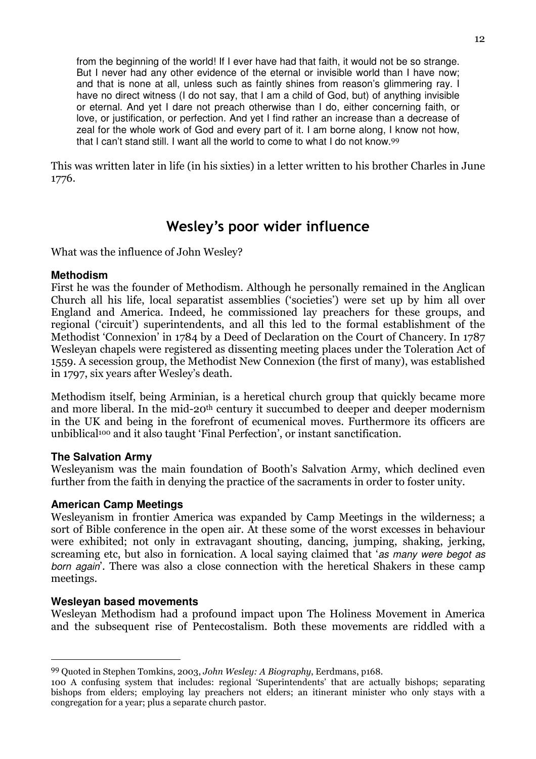> from the beginning of the world! If I ever have had that faith, it would not be so strange. But I never had any other evidence of the eternal or invisible world than I have now; and that is none at all, unless such as faintly shines from reason's glimmering ray. I have no direct witness (I do not say, that I am a child of God, but) of anything invisible or eternal. And yet I dare not preach otherwise than I do, either concerning faith, or love, or justification, or perfection. And yet I find rather an increase than a decrease of zeal for the whole work of God and every part of it. I am borne along, I know not how, that I can't stand still. I want all the world to come to what I do not know.[99]

This was written later in life (in his sixties) in a letter written to his brother Charles in June 1776.

## Wesley's poor wider influence

What was the influence of John Wesley?

### Methodism

First he was the founder of Methodism. Although he personally remained in the Anglican Church all his life, local separatist assemblies ('societies') were set up by him all over England and America. Indeed, he commissioned lay preachers for these groups, and regional ('circuit') superintendents, and all this led to the formal establishment of the Methodist 'Connexion' in 1784 by a Deed of Declaration on the Court of Chancery. In 1787 Wesleyan chapels were registered as dissenting meeting places under the Toleration Act of 1559. A secession group, the Methodist New Connexion (the first of many), was established in 1797, six years after Wesley's death.

Methodism itself, being Arminian, is a heretical church group that quickly became more and more liberal. In the mid-20th century it succumbed to deeper and deeper modernism in the UK and being in the forefront of ecumenical moves. Furthermore its officers are unbiblical[100] and it also taught 'Final Perfection', or instant sanctification.

### The Salvation Army

Wesleyanism was the main foundation of Booth's Salvation Army, which declined even further from the faith in denying the practice of the sacraments in order to foster unity.

### American Camp Meetings

Wesleyanism in frontier America was expanded by Camp Meetings in the wilderness; a sort of Bible conference in the open air. At these some of the worst excesses in behaviour were exhibited; not only in extravagant shouting, dancing, jumping, shaking, jerking, screaming etc, but also in fornication. A local saying claimed that '*as many were begot as born again*'. There was also a close connection with the heretical Shakers in these camp meetings.

### Wesleyan based movements

Wesleyan Methodism had a profound impact upon The Holiness Movement in America and the subsequent rise of Pentecostalism. Both these movements are riddled with a

---

[99] Quoted in Stephen Tomkins, 2003, *John Wesley: A Biography*, Eerdmans, p168.

[100] A confusing system that includes: regional 'Superintendents' that are actually bishops; separating bishops from elders; employing lay preachers not elders; an itinerant minister who only stays with a congregation for a year; plus a separate church pastor.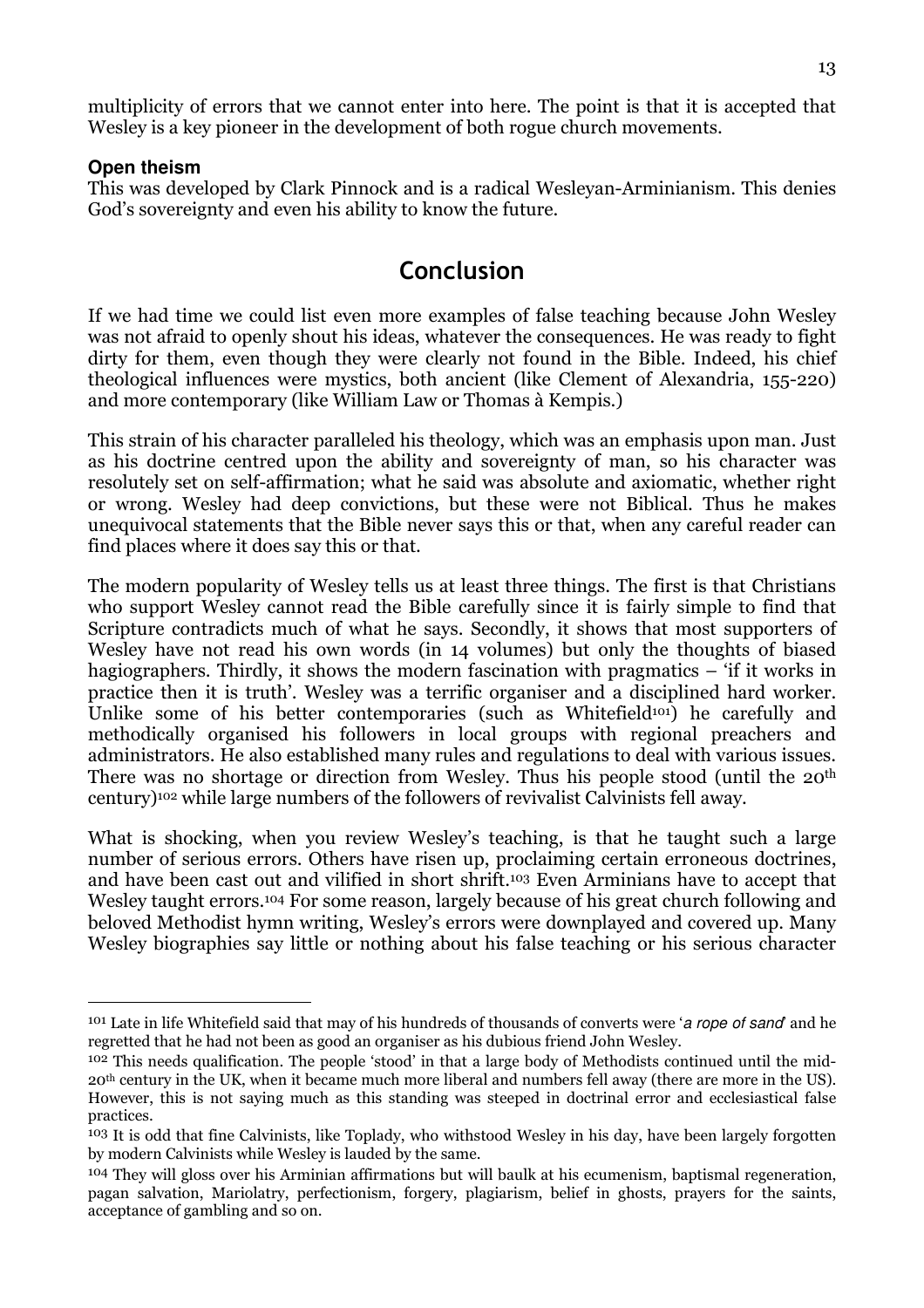multiplicity of errors that we cannot enter into here. The point is that it is accepted that Wesley is a key pioneer in the development of both rogue church movements.

**Open theism**

This was developed by Clark Pinnock and is a radical Wesleyan-Arminianism. This denies God's sovereignty and even his ability to know the future.

## Conclusion

If we had time we could list even more examples of false teaching because John Wesley was not afraid to openly shout his ideas, whatever the consequences. He was ready to fight dirty for them, even though they were clearly not found in the Bible. Indeed, his chief theological influences were mystics, both ancient (like Clement of Alexandria, 155-220) and more contemporary (like William Law or Thomas à Kempis.)

This strain of his character paralleled his theology, which was an emphasis upon man. Just as his doctrine centred upon the ability and sovereignty of man, so his character was resolutely set on self-affirmation; what he said was absolute and axiomatic, whether right or wrong. Wesley had deep convictions, but these were not Biblical. Thus he makes unequivocal statements that the Bible never says this or that, when any careful reader can find places where it does say this or that.

The modern popularity of Wesley tells us at least three things. The first is that Christians who support Wesley cannot read the Bible carefully since it is fairly simple to find that Scripture contradicts much of what he says. Secondly, it shows that most supporters of Wesley have not read his own words (in 14 volumes) but only the thoughts of biased hagiographers. Thirdly, it shows the modern fascination with pragmatics – 'if it works in practice then it is truth'. Wesley was a terrific organiser and a disciplined hard worker. Unlike some of his better contemporaries (such as Whitefield[101]) he carefully and methodically organised his followers in local groups with regional preachers and administrators. He also established many rules and regulations to deal with various issues. There was no shortage or direction from Wesley. Thus his people stood (until the 20th century)[102] while large numbers of the followers of revivalist Calvinists fell away.

What is shocking, when you review Wesley's teaching, is that he taught such a large number of serious errors. Others have risen up, proclaiming certain erroneous doctrines, and have been cast out and vilified in short shrift.[103] Even Arminians have to accept that Wesley taught errors.[104] For some reason, largely because of his great church following and beloved Methodist hymn writing, Wesley's errors were downplayed and covered up. Many Wesley biographies say little or nothing about his false teaching or his serious character

---

[101] Late in life Whitefield said that may of his hundreds of thousands of converts were '*a rope of sand*' and he regretted that he had not been as good an organiser as his dubious friend John Wesley.

[102] This needs qualification. The people 'stood' in that a large body of Methodists continued until the mid-20th century in the UK, when it became much more liberal and numbers fell away (there are more in the US). However, this is not saying much as this standing was steeped in doctrinal error and ecclesiastical false practices.

[103] It is odd that fine Calvinists, like Toplady, who withstood Wesley in his day, have been largely forgotten by modern Calvinists while Wesley is lauded by the same.

[104] They will gloss over his Arminian affirmations but will baulk at his ecumenism, baptismal regeneration, pagan salvation, Mariolatry, perfectionism, forgery, plagiarism, belief in ghosts, prayers for the saints, acceptance of gambling and so on.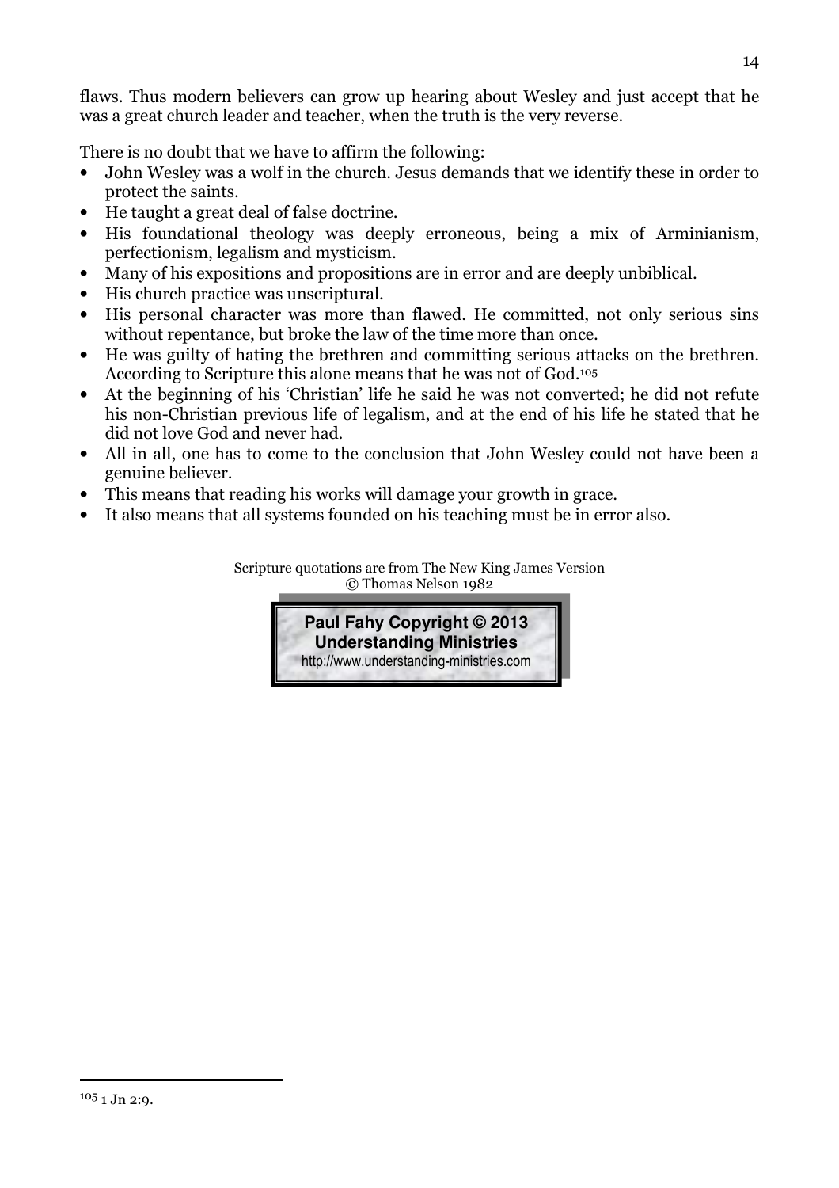flaws. Thus modern believers can grow up hearing about Wesley and just accept that he was a great church leader and teacher, when the truth is the very reverse.

There is no doubt that we have to affirm the following:

- John Wesley was a wolf in the church. Jesus demands that we identify these in order to protect the saints.
- He taught a great deal of false doctrine.
- His foundational theology was deeply erroneous, being a mix of Arminianism, perfectionism, legalism and mysticism.
- Many of his expositions and propositions are in error and are deeply unbiblical.
- His church practice was unscriptural.
- His personal character was more than flawed. He committed, not only serious sins without repentance, but broke the law of the time more than once.
- He was guilty of hating the brethren and committing serious attacks on the brethren. According to Scripture this alone means that he was not of God.[105]
- At the beginning of his 'Christian' life he said he was not converted; he did not refute his non-Christian previous life of legalism, and at the end of his life he stated that he did not love God and never had.
- All in all, one has to come to the conclusion that John Wesley could not have been a genuine believer.
- This means that reading his works will damage your growth in grace.
- It also means that all systems founded on his teaching must be in error also.

Scripture quotations are from The New King James Version
© Thomas Nelson 1982

**Paul Fahy Copyright © 2013**
**Understanding Ministries**
http://www.understanding-ministries.com

---

[105] 1 Jn 2:9.